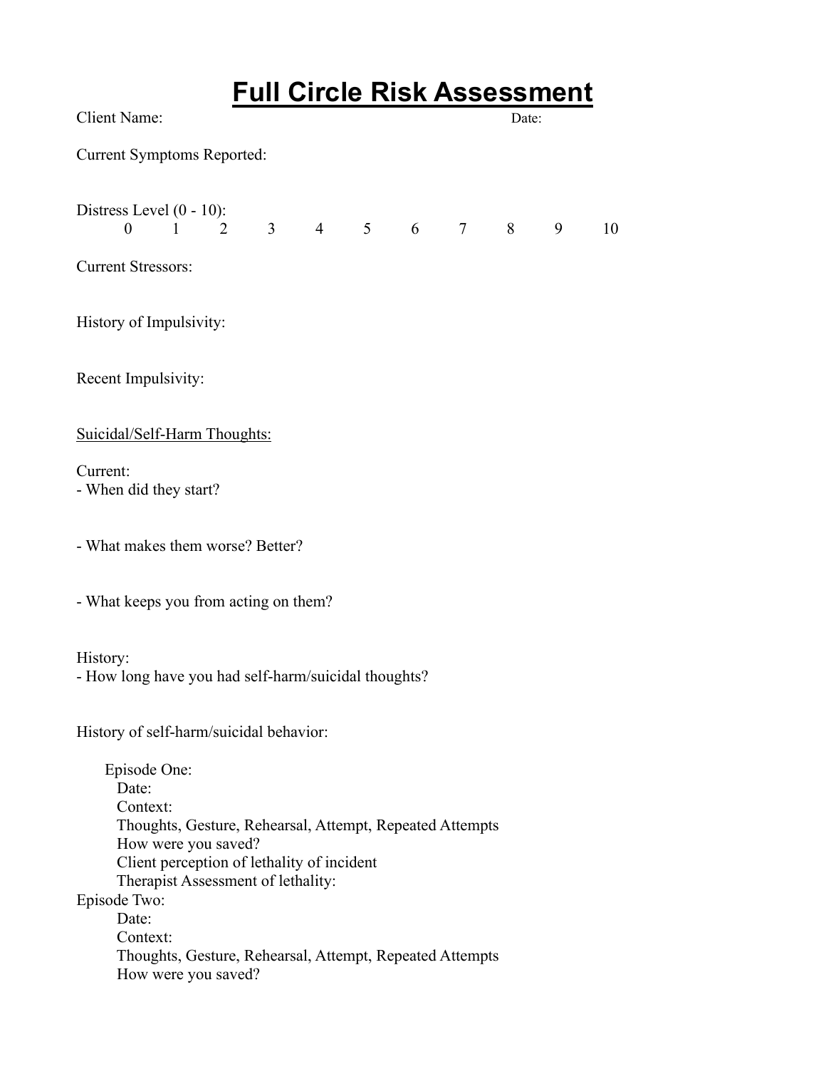# Full Circle Risk Assessment

Client Name: Date:

Current Symptoms Reported:

Distress Level (0 - 10):

0 1 2 3 4 5 6 7 8 9 10

Current Stressors:

History of Impulsivity:

Recent Impulsivity:

<u>Suicidal/Self-Harm Thoughts:</u>

Current:

- When did they start?

- What makes them worse? Better?

- What keeps you from acting on them?

History:

- How long have you had self-harm/suicidal thoughts?

History of self-harm/suicidal behavior:

Episode One:
Date:
Context:
Thoughts, Gesture, Rehearsal, Attempt, Repeated Attempts
How were you saved?
Client perception of lethality of incident
Therapist Assessment of lethality:

Episode Two:
Date:
Context:
Thoughts, Gesture, Rehearsal, Attempt, Repeated Attempts
How were you saved?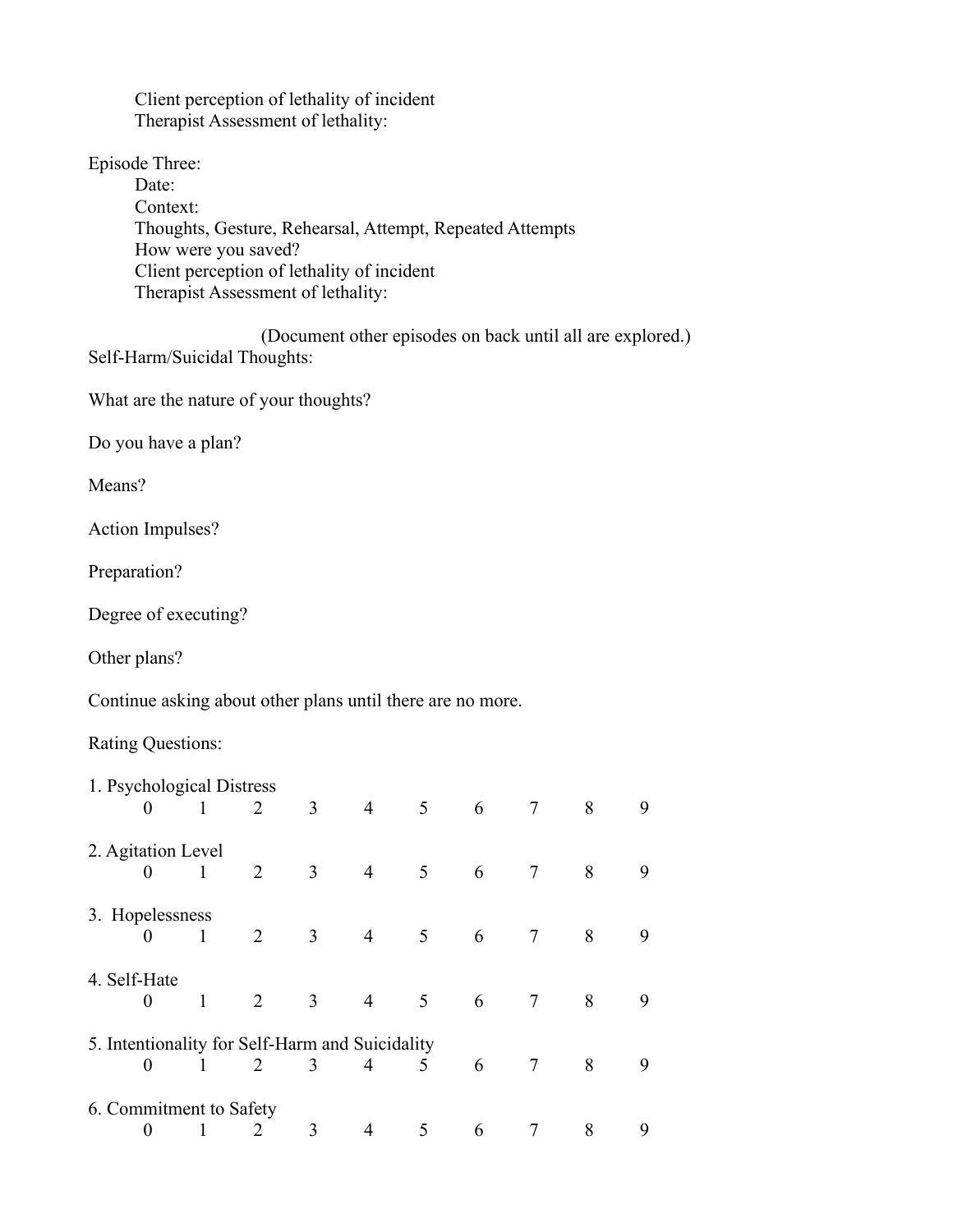Client perception of lethality of incident
Therapist Assessment of lethality:

Episode Three:
Date:
Context:
Thoughts, Gesture, Rehearsal, Attempt, Repeated Attempts
How were you saved?
Client perception of lethality of incident
Therapist Assessment of lethality:

(Document other episodes on back until all are explored.)

Self-Harm/Suicidal Thoughts:

What are the nature of your thoughts?

Do you have a plan?

Means?

Action Impulses?

Preparation?

Degree of executing?

Other plans?

Continue asking about other plans until there are no more.

Rating Questions:

1. Psychological Distress
0 1 2 3 4 5 6 7 8 9

2. Agitation Level
0 1 2 3 4 5 6 7 8 9

3. Hopelessness
0 1 2 3 4 5 6 7 8 9

4. Self-Hate
0 1 2 3 4 5 6 7 8 9

5. Intentionality for Self-Harm and Suicidality
0 1 2 3 4 5 6 7 8 9

6. Commitment to Safety
0 1 2 3 4 5 6 7 8 9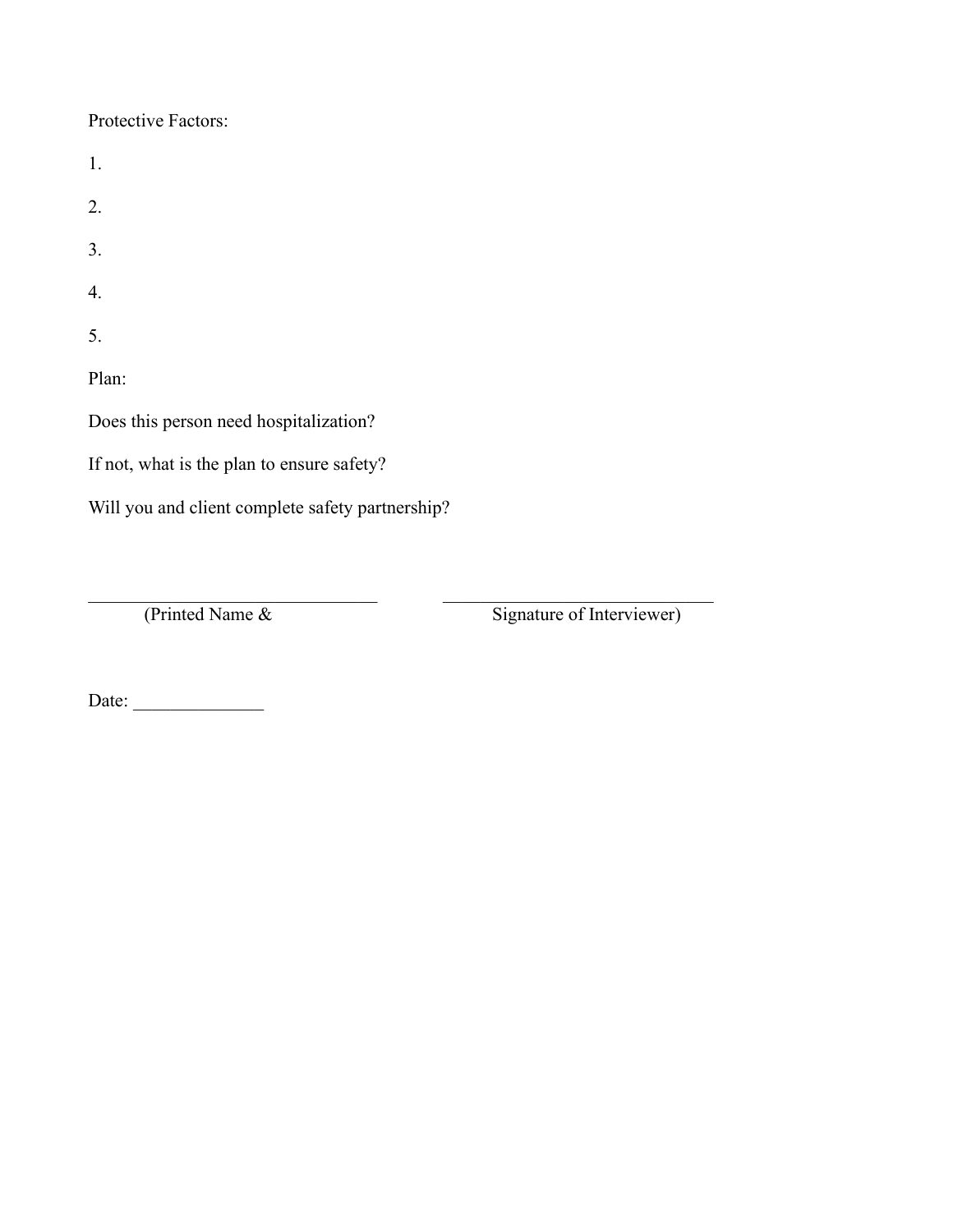Protective Factors:

1.

2.

3.

4.

5.

Plan:

Does this person need hospitalization?

If not, what is the plan to ensure safety?

Will you and client complete safety partnership?

\_\_\_\_\_\_\_\_\_\_\_\_\_\_\_\_\_\_\_\_\_\_\_\_\_\_\_\_\_\_\_\_ \_\_\_\_\_\_\_\_\_\_\_\_\_\_\_\_\_\_\_\_\_\_\_\_\_\_\_\_\_\_

(Printed Name & Signature of Interviewer)

Date: \_\_\_\_\_\_\_\_\_\_\_\_\_\_